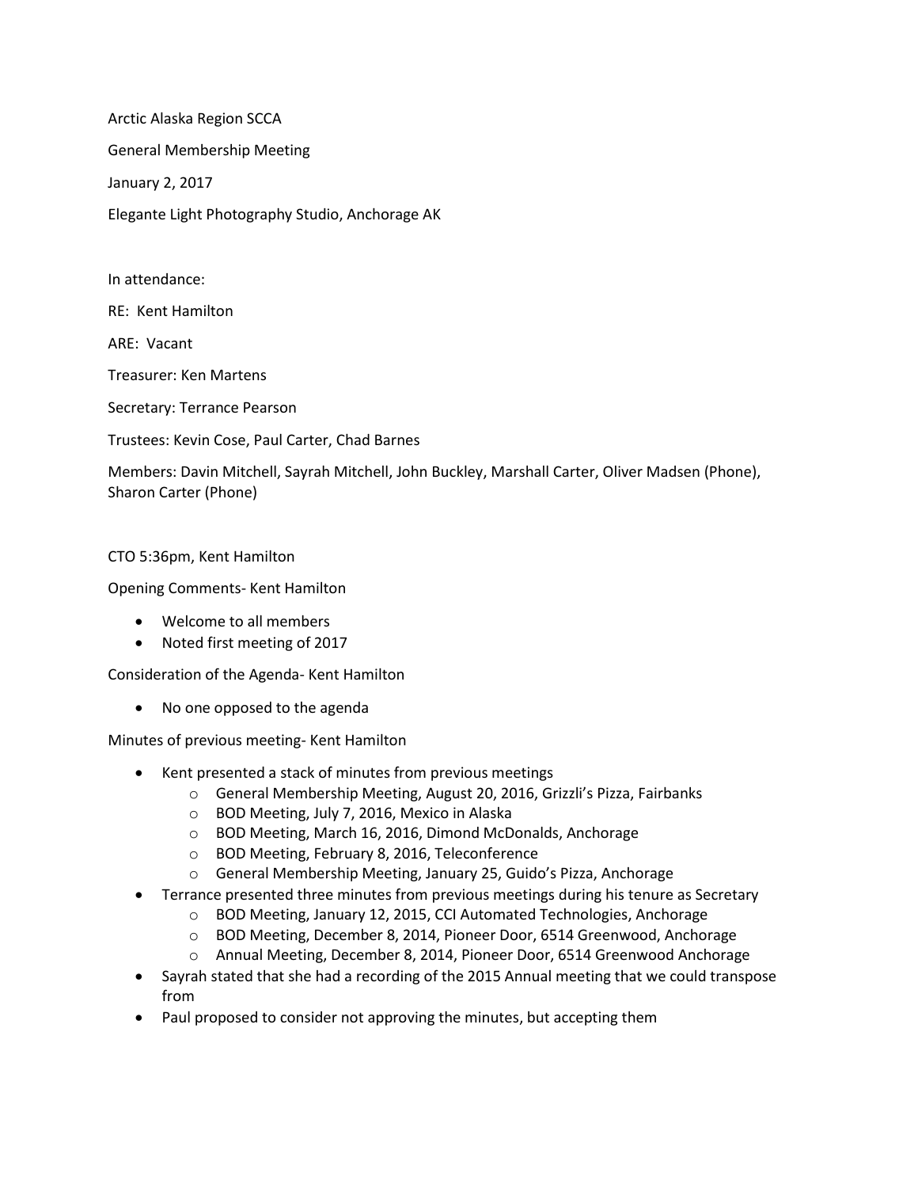Arctic Alaska Region SCCA

General Membership Meeting

January 2, 2017

Elegante Light Photography Studio, Anchorage AK

In attendance:

RE: Kent Hamilton

ARE: Vacant

Treasurer: Ken Martens

Secretary: Terrance Pearson

Trustees: Kevin Cose, Paul Carter, Chad Barnes

Members: Davin Mitchell, Sayrah Mitchell, John Buckley, Marshall Carter, Oliver Madsen (Phone), Sharon Carter (Phone)

CTO 5:36pm, Kent Hamilton

Opening Comments- Kent Hamilton

- Welcome to all members
- Noted first meeting of 2017

Consideration of the Agenda- Kent Hamilton

- No one opposed to the agenda

Minutes of previous meeting- Kent Hamilton

- Kent presented a stack of minutes from previous meetings
  - General Membership Meeting, August 20, 2016, Grizzli's Pizza, Fairbanks
  - BOD Meeting, July 7, 2016, Mexico in Alaska
  - BOD Meeting, March 16, 2016, Dimond McDonalds, Anchorage
  - BOD Meeting, February 8, 2016, Teleconference
  - General Membership Meeting, January 25, Guido's Pizza, Anchorage
- Terrance presented three minutes from previous meetings during his tenure as Secretary
  - BOD Meeting, January 12, 2015, CCI Automated Technologies, Anchorage
  - BOD Meeting, December 8, 2014, Pioneer Door, 6514 Greenwood, Anchorage
  - Annual Meeting, December 8, 2014, Pioneer Door, 6514 Greenwood Anchorage
- Sayrah stated that she had a recording of the 2015 Annual meeting that we could transpose from
- Paul proposed to consider not approving the minutes, but accepting them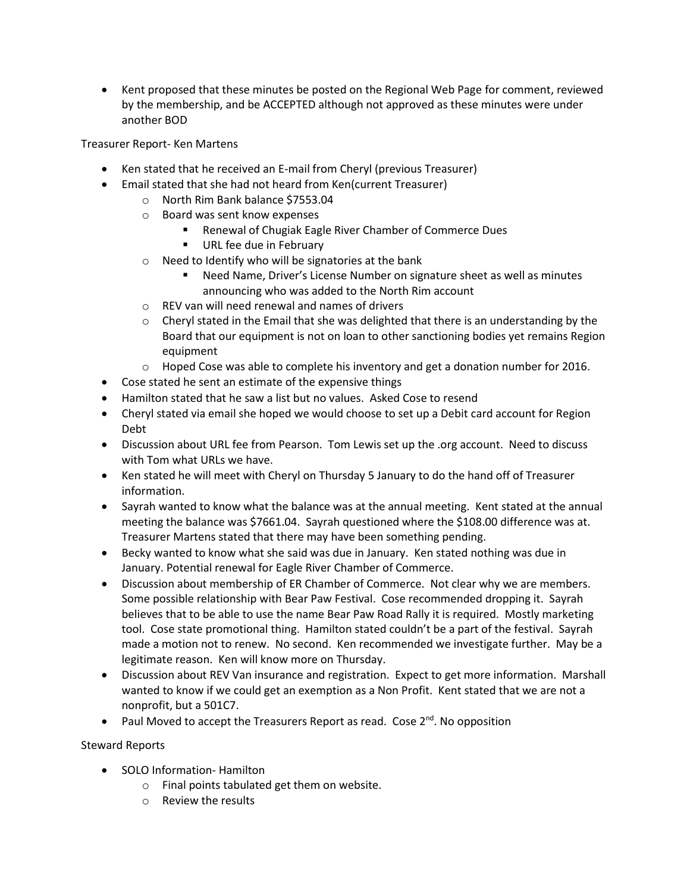- Kent proposed that these minutes be posted on the Regional Web Page for comment, reviewed by the membership, and be ACCEPTED although not approved as these minutes were under another BOD

Treasurer Report- Ken Martens

- Ken stated that he received an E-mail from Cheryl (previous Treasurer)
- Email stated that she had not heard from Ken(current Treasurer)
    - North Rim Bank balance $7553.04
    - Board was sent know expenses
        - Renewal of Chugiak Eagle River Chamber of Commerce Dues
        - URL fee due in February
    - Need to Identify who will be signatories at the bank
        - Need Name, Driver's License Number on signature sheet as well as minutes announcing who was added to the North Rim account
    - REV van will need renewal and names of drivers
    - Cheryl stated in the Email that she was delighted that there is an understanding by the Board that our equipment is not on loan to other sanctioning bodies yet remains Region equipment
    - Hoped Cose was able to complete his inventory and get a donation number for 2016.
- Cose stated he sent an estimate of the expensive things
- Hamilton stated that he saw a list but no values. Asked Cose to resend
- Cheryl stated via email she hoped we would choose to set up a Debit card account for Region Debt
- Discussion about URL fee from Pearson. Tom Lewis set up the .org account. Need to discuss with Tom what URLs we have.
- Ken stated he will meet with Cheryl on Thursday 5 January to do the hand off of Treasurer information.
- Sayrah wanted to know what the balance was at the annual meeting. Kent stated at the annual meeting the balance was $7661.04. Sayrah questioned where the $108.00 difference was at. Treasurer Martens stated that there may have been something pending.
- Becky wanted to know what she said was due in January. Ken stated nothing was due in January. Potential renewal for Eagle River Chamber of Commerce.
- Discussion about membership of ER Chamber of Commerce. Not clear why we are members. Some possible relationship with Bear Paw Festival. Cose recommended dropping it. Sayrah believes that to be able to use the name Bear Paw Road Rally it is required. Mostly marketing tool. Cose state promotional thing. Hamilton stated couldn't be a part of the festival. Sayrah made a motion not to renew. No second. Ken recommended we investigate further. May be a legitimate reason. Ken will know more on Thursday.
- Discussion about REV Van insurance and registration. Expect to get more information. Marshall wanted to know if we could get an exemption as a Non Profit. Kent stated that we are not a nonprofit, but a 501C7.
- Paul Moved to accept the Treasurers Report as read. Cose 2nd. No opposition

Steward Reports

- SOLO Information- Hamilton
    - Final points tabulated get them on website.
    - Review the results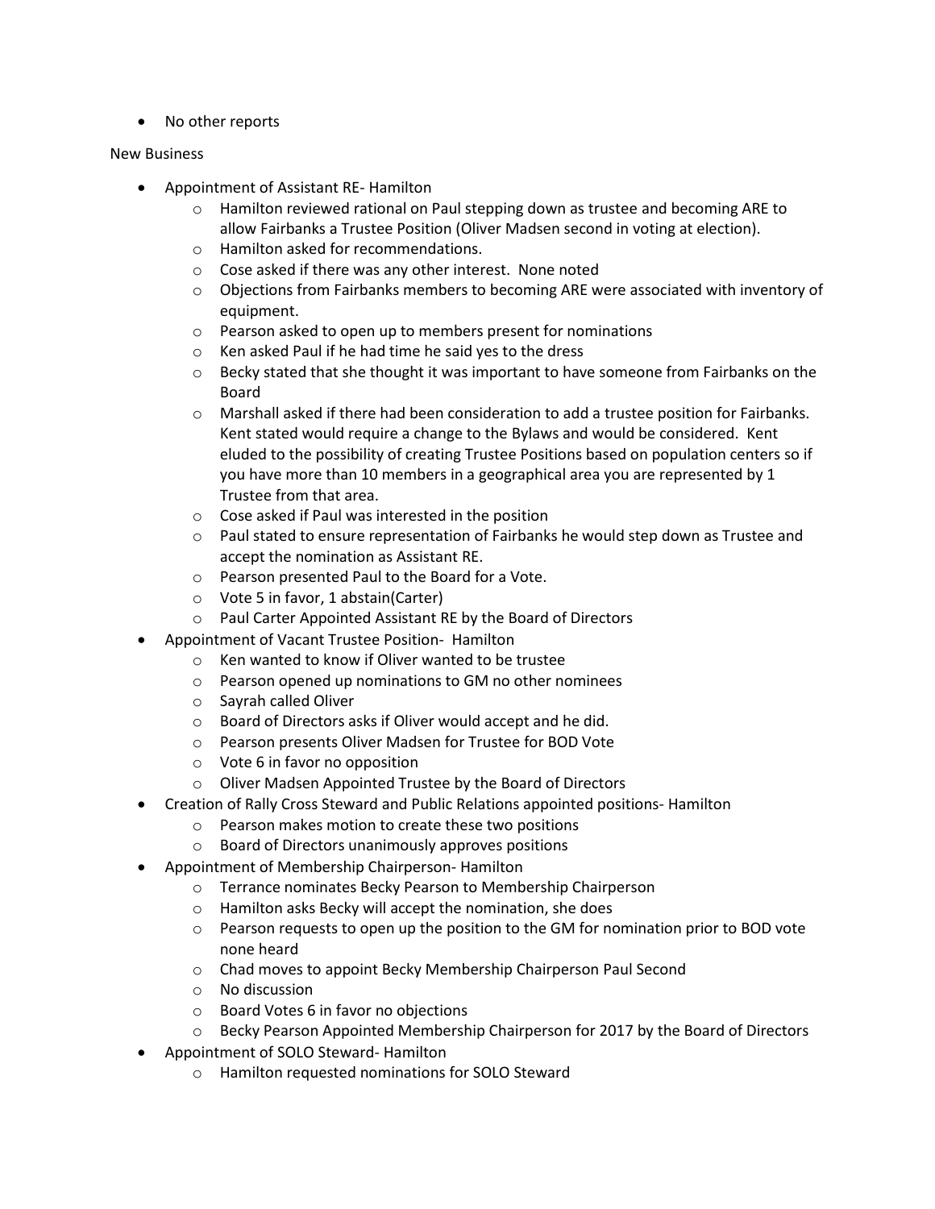- No other reports

New Business

- Appointment of Assistant RE- Hamilton
  - Hamilton reviewed rational on Paul stepping down as trustee and becoming ARE to allow Fairbanks a Trustee Position (Oliver Madsen second in voting at election).
  - Hamilton asked for recommendations.
  - Cose asked if there was any other interest. None noted
  - Objections from Fairbanks members to becoming ARE were associated with inventory of equipment.
  - Pearson asked to open up to members present for nominations
  - Ken asked Paul if he had time he said yes to the dress
  - Becky stated that she thought it was important to have someone from Fairbanks on the Board
  - Marshall asked if there had been consideration to add a trustee position for Fairbanks. Kent stated would require a change to the Bylaws and would be considered. Kent eluded to the possibility of creating Trustee Positions based on population centers so if you have more than 10 members in a geographical area you are represented by 1 Trustee from that area.
  - Cose asked if Paul was interested in the position
  - Paul stated to ensure representation of Fairbanks he would step down as Trustee and accept the nomination as Assistant RE.
  - Pearson presented Paul to the Board for a Vote.
  - Vote 5 in favor, 1 abstain(Carter)
  - Paul Carter Appointed Assistant RE by the Board of Directors
- Appointment of Vacant Trustee Position- Hamilton
  - Ken wanted to know if Oliver wanted to be trustee
  - Pearson opened up nominations to GM no other nominees
  - Sayrah called Oliver
  - Board of Directors asks if Oliver would accept and he did.
  - Pearson presents Oliver Madsen for Trustee for BOD Vote
  - Vote 6 in favor no opposition
  - Oliver Madsen Appointed Trustee by the Board of Directors
- Creation of Rally Cross Steward and Public Relations appointed positions- Hamilton
  - Pearson makes motion to create these two positions
  - Board of Directors unanimously approves positions
- Appointment of Membership Chairperson- Hamilton
  - Terrance nominates Becky Pearson to Membership Chairperson
  - Hamilton asks Becky will accept the nomination, she does
  - Pearson requests to open up the position to the GM for nomination prior to BOD vote none heard
  - Chad moves to appoint Becky Membership Chairperson Paul Second
  - No discussion
  - Board Votes 6 in favor no objections
  - Becky Pearson Appointed Membership Chairperson for 2017 by the Board of Directors
- Appointment of SOLO Steward- Hamilton
  - Hamilton requested nominations for SOLO Steward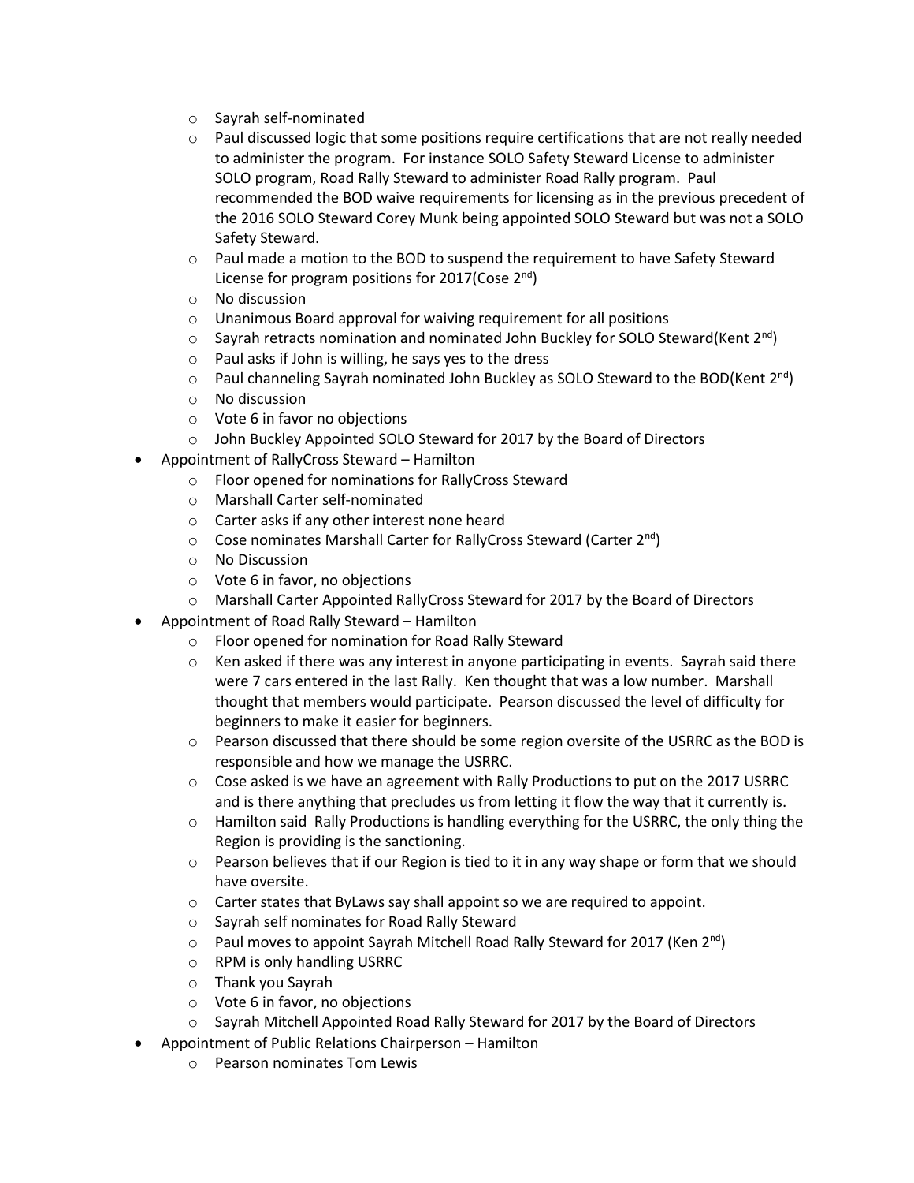- Sayrah self-nominated
  - Paul discussed logic that some positions require certifications that are not really needed to administer the program. For instance SOLO Safety Steward License to administer SOLO program, Road Rally Steward to administer Road Rally program. Paul recommended the BOD waive requirements for licensing as in the previous precedent of the 2016 SOLO Steward Corey Munk being appointed SOLO Steward but was not a SOLO Safety Steward.
  - Paul made a motion to the BOD to suspend the requirement to have Safety Steward License for program positions for 2017(Cose 2nd)
  - No discussion
  - Unanimous Board approval for waiving requirement for all positions
  - Sayrah retracts nomination and nominated John Buckley for SOLO Steward(Kent 2nd)
  - Paul asks if John is willing, he says yes to the dress
  - Paul channeling Sayrah nominated John Buckley as SOLO Steward to the BOD(Kent 2nd)
  - No discussion
  - Vote 6 in favor no objections
  - John Buckley Appointed SOLO Steward for 2017 by the Board of Directors
- Appointment of RallyCross Steward – Hamilton
  - Floor opened for nominations for RallyCross Steward
  - Marshall Carter self-nominated
  - Carter asks if any other interest none heard
  - Cose nominates Marshall Carter for RallyCross Steward (Carter 2nd)
  - No Discussion
  - Vote 6 in favor, no objections
  - Marshall Carter Appointed RallyCross Steward for 2017 by the Board of Directors
- Appointment of Road Rally Steward – Hamilton
  - Floor opened for nomination for Road Rally Steward
  - Ken asked if there was any interest in anyone participating in events. Sayrah said there were 7 cars entered in the last Rally. Ken thought that was a low number. Marshall thought that members would participate. Pearson discussed the level of difficulty for beginners to make it easier for beginners.
  - Pearson discussed that there should be some region oversite of the USRRC as the BOD is responsible and how we manage the USRRC.
  - Cose asked is we have an agreement with Rally Productions to put on the 2017 USRRC and is there anything that precludes us from letting it flow the way that it currently is.
  - Hamilton said Rally Productions is handling everything for the USRRC, the only thing the Region is providing is the sanctioning.
  - Pearson believes that if our Region is tied to it in any way shape or form that we should have oversite.
  - Carter states that ByLaws say shall appoint so we are required to appoint.
  - Sayrah self nominates for Road Rally Steward
  - Paul moves to appoint Sayrah Mitchell Road Rally Steward for 2017 (Ken 2nd)
  - RPM is only handling USRRC
  - Thank you Sayrah
  - Vote 6 in favor, no objections
  - Sayrah Mitchell Appointed Road Rally Steward for 2017 by the Board of Directors
- Appointment of Public Relations Chairperson – Hamilton
  - Pearson nominates Tom Lewis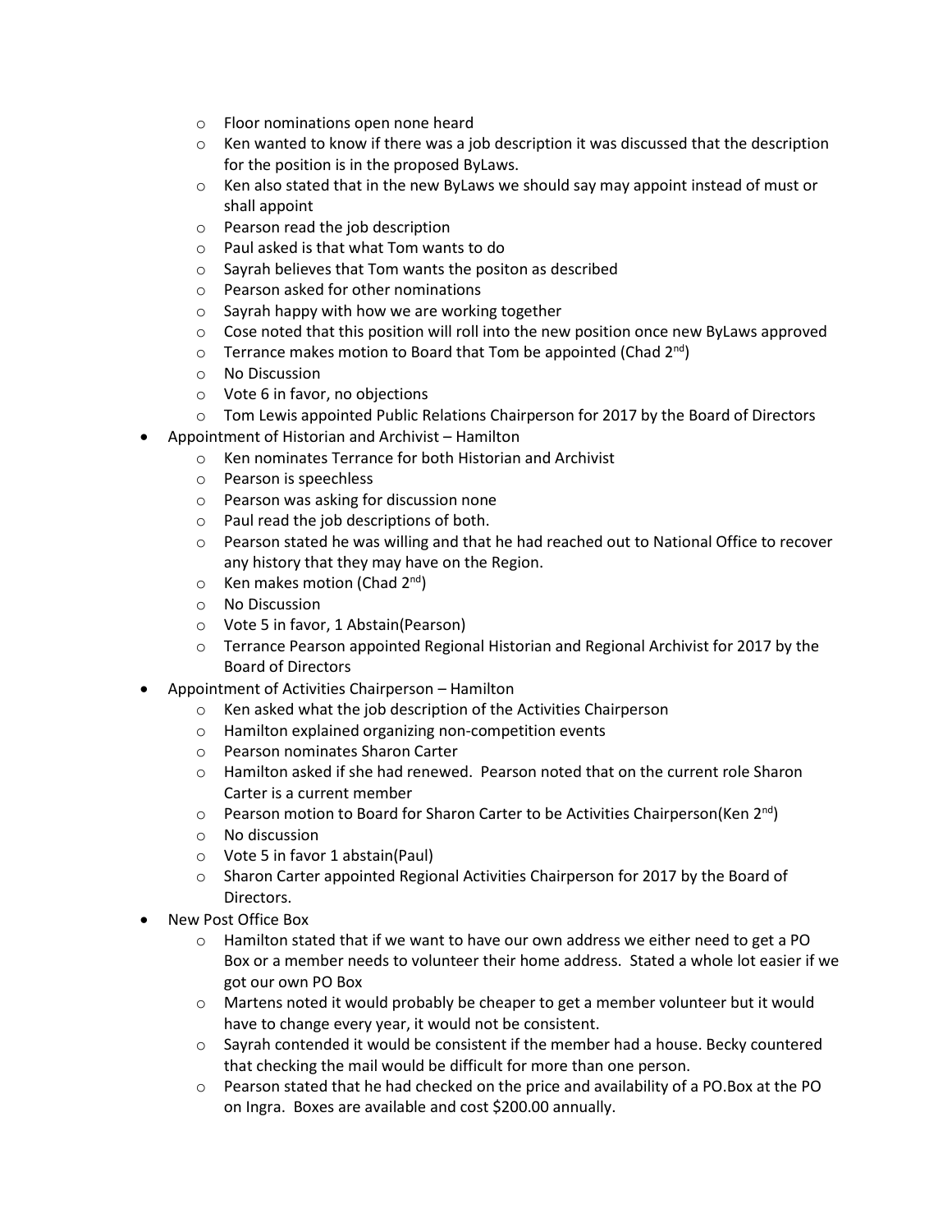- Floor nominations open none heard
  - Ken wanted to know if there was a job description it was discussed that the description for the position is in the proposed ByLaws.
  - Ken also stated that in the new ByLaws we should say may appoint instead of must or shall appoint
  - Pearson read the job description
  - Paul asked is that what Tom wants to do
  - Sayrah believes that Tom wants the positon as described
  - Pearson asked for other nominations
  - Sayrah happy with how we are working together
  - Cose noted that this position will roll into the new position once new ByLaws approved
  - Terrance makes motion to Board that Tom be appointed (Chad 2nd)
  - No Discussion
  - Vote 6 in favor, no objections
  - Tom Lewis appointed Public Relations Chairperson for 2017 by the Board of Directors
- Appointment of Historian and Archivist – Hamilton
  - Ken nominates Terrance for both Historian and Archivist
  - Pearson is speechless
  - Pearson was asking for discussion none
  - Paul read the job descriptions of both.
  - Pearson stated he was willing and that he had reached out to National Office to recover any history that they may have on the Region.
  - Ken makes motion (Chad 2nd)
  - No Discussion
  - Vote 5 in favor, 1 Abstain(Pearson)
  - Terrance Pearson appointed Regional Historian and Regional Archivist for 2017 by the Board of Directors
- Appointment of Activities Chairperson – Hamilton
  - Ken asked what the job description of the Activities Chairperson
  - Hamilton explained organizing non-competition events
  - Pearson nominates Sharon Carter
  - Hamilton asked if she had renewed. Pearson noted that on the current role Sharon Carter is a current member
  - Pearson motion to Board for Sharon Carter to be Activities Chairperson(Ken 2nd)
  - No discussion
  - Vote 5 in favor 1 abstain(Paul)
  - Sharon Carter appointed Regional Activities Chairperson for 2017 by the Board of Directors.
- New Post Office Box
  - Hamilton stated that if we want to have our own address we either need to get a PO Box or a member needs to volunteer their home address. Stated a whole lot easier if we got our own PO Box
  - Martens noted it would probably be cheaper to get a member volunteer but it would have to change every year, it would not be consistent.
  - Sayrah contended it would be consistent if the member had a house. Becky countered that checking the mail would be difficult for more than one person.
  - Pearson stated that he had checked on the price and availability of a PO.Box at the PO on Ingra. Boxes are available and cost $200.00 annually.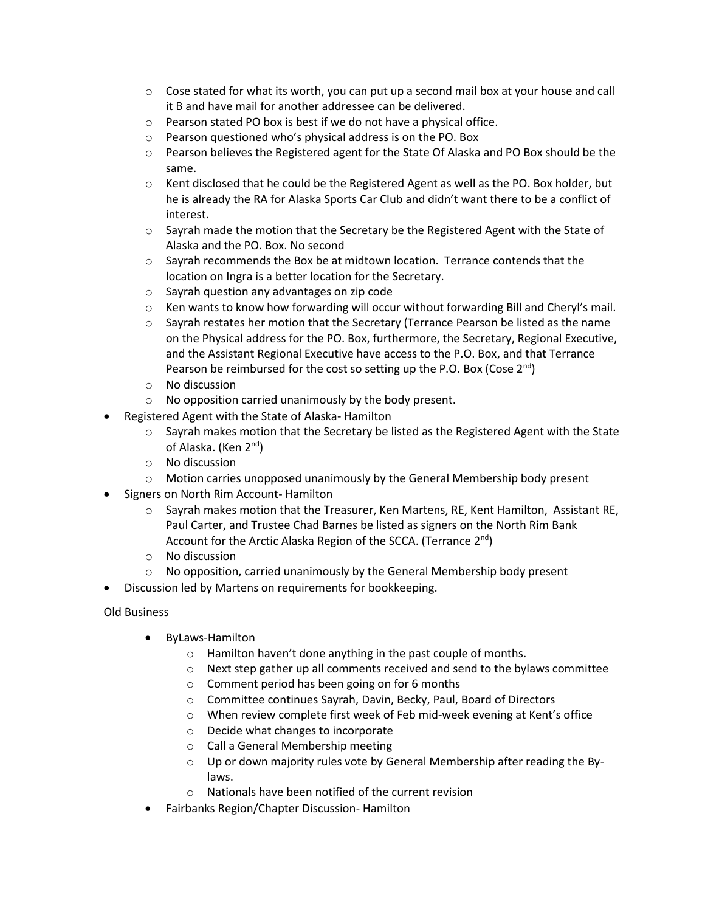- Cose stated for what its worth, you can put up a second mail box at your house and call it B and have mail for another addressee can be delivered.
  - Pearson stated PO box is best if we do not have a physical office.
  - Pearson questioned who's physical address is on the PO. Box
  - Pearson believes the Registered agent for the State Of Alaska and PO Box should be the same.
  - Kent disclosed that he could be the Registered Agent as well as the PO. Box holder, but he is already the RA for Alaska Sports Car Club and didn't want there to be a conflict of interest.
  - Sayrah made the motion that the Secretary be the Registered Agent with the State of Alaska and the PO. Box. No second
  - Sayrah recommends the Box be at midtown location. Terrance contends that the location on Ingra is a better location for the Secretary.
  - Sayrah question any advantages on zip code
  - Ken wants to know how forwarding will occur without forwarding Bill and Cheryl's mail.
  - Sayrah restates her motion that the Secretary (Terrance Pearson be listed as the name on the Physical address for the PO. Box, furthermore, the Secretary, Regional Executive, and the Assistant Regional Executive have access to the P.O. Box, and that Terrance Pearson be reimbursed for the cost so setting up the P.O. Box (Cose 2nd)
  - No discussion
  - No opposition carried unanimously by the body present.
- Registered Agent with the State of Alaska- Hamilton
  - Sayrah makes motion that the Secretary be listed as the Registered Agent with the State of Alaska. (Ken 2nd)
  - No discussion
  - Motion carries unopposed unanimously by the General Membership body present
- Signers on North Rim Account- Hamilton
  - Sayrah makes motion that the Treasurer, Ken Martens, RE, Kent Hamilton, Assistant RE, Paul Carter, and Trustee Chad Barnes be listed as signers on the North Rim Bank Account for the Arctic Alaska Region of the SCCA. (Terrance 2nd)
  - No discussion
  - No opposition, carried unanimously by the General Membership body present
- Discussion led by Martens on requirements for bookkeeping.

Old Business

- ByLaws-Hamilton
  - Hamilton haven't done anything in the past couple of months.
  - Next step gather up all comments received and send to the bylaws committee
  - Comment period has been going on for 6 months
  - Committee continues Sayrah, Davin, Becky, Paul, Board of Directors
  - When review complete first week of Feb mid-week evening at Kent's office
  - Decide what changes to incorporate
  - Call a General Membership meeting
  - Up or down majority rules vote by General Membership after reading the By-laws.
  - Nationals have been notified of the current revision
- Fairbanks Region/Chapter Discussion- Hamilton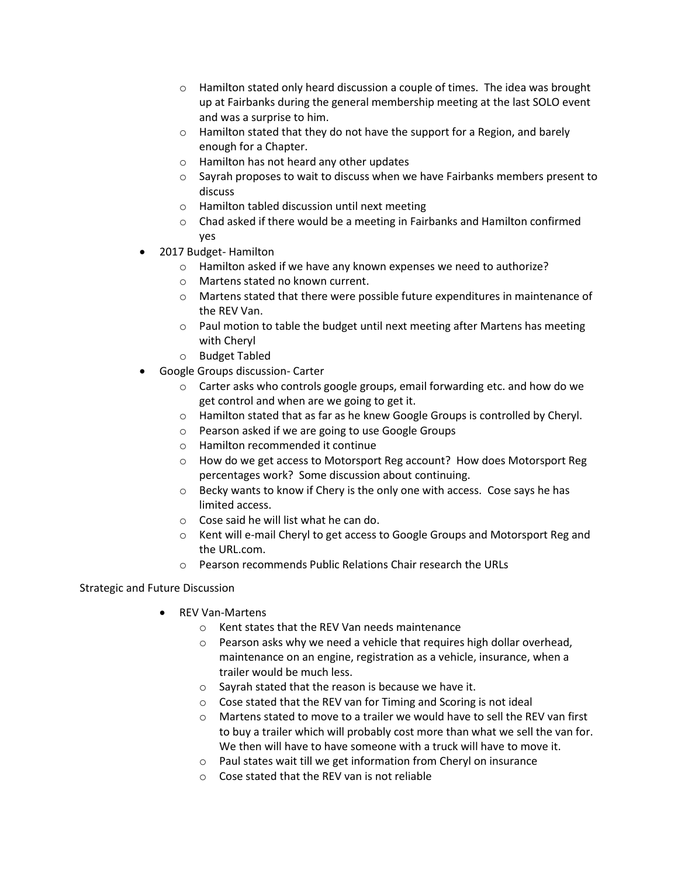- Hamilton stated only heard discussion a couple of times. The idea was brought up at Fairbanks during the general membership meeting at the last SOLO event and was a surprise to him.
  - Hamilton stated that they do not have the support for a Region, and barely enough for a Chapter.
  - Hamilton has not heard any other updates
  - Sayrah proposes to wait to discuss when we have Fairbanks members present to discuss
  - Hamilton tabled discussion until next meeting
  - Chad asked if there would be a meeting in Fairbanks and Hamilton confirmed yes
- 2017 Budget- Hamilton
  - Hamilton asked if we have any known expenses we need to authorize?
  - Martens stated no known current.
  - Martens stated that there were possible future expenditures in maintenance of the REV Van.
  - Paul motion to table the budget until next meeting after Martens has meeting with Cheryl
  - Budget Tabled
- Google Groups discussion- Carter
  - Carter asks who controls google groups, email forwarding etc. and how do we get control and when are we going to get it.
  - Hamilton stated that as far as he knew Google Groups is controlled by Cheryl.
  - Pearson asked if we are going to use Google Groups
  - Hamilton recommended it continue
  - How do we get access to Motorsport Reg account? How does Motorsport Reg percentages work? Some discussion about continuing.
  - Becky wants to know if Chery is the only one with access. Cose says he has limited access.
  - Cose said he will list what he can do.
  - Kent will e-mail Cheryl to get access to Google Groups and Motorsport Reg and the URL.com.
  - Pearson recommends Public Relations Chair research the URLs

Strategic and Future Discussion

- REV Van-Martens
  - Kent states that the REV Van needs maintenance
  - Pearson asks why we need a vehicle that requires high dollar overhead, maintenance on an engine, registration as a vehicle, insurance, when a trailer would be much less.
  - Sayrah stated that the reason is because we have it.
  - Cose stated that the REV van for Timing and Scoring is not ideal
  - Martens stated to move to a trailer we would have to sell the REV van first to buy a trailer which will probably cost more than what we sell the van for. We then will have to have someone with a truck will have to move it.
  - Paul states wait till we get information from Cheryl on insurance
  - Cose stated that the REV van is not reliable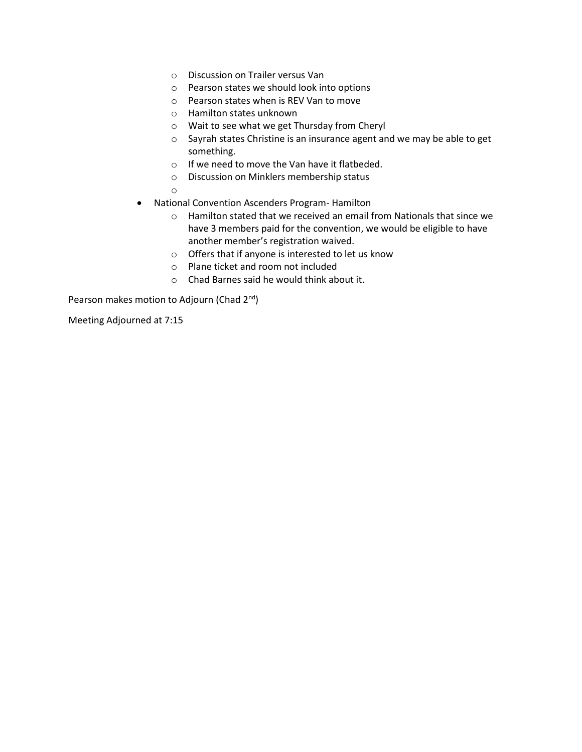- Discussion on Trailer versus Van
    - Pearson states we should look into options
    - Pearson states when is REV Van to move
    - Hamilton states unknown
    - Wait to see what we get Thursday from Cheryl
    - Sayrah states Christine is an insurance agent and we may be able to get something.
    - If we need to move the Van have it flatbeded.
    - Discussion on Minklers membership status
    -
- National Convention Ascenders Program- Hamilton
    - Hamilton stated that we received an email from Nationals that since we have 3 members paid for the convention, we would be eligible to have another member's registration waived.
    - Offers that if anyone is interested to let us know
    - Plane ticket and room not included
    - Chad Barnes said he would think about it.

Pearson makes motion to Adjourn (Chad 2nd)

Meeting Adjourned at 7:15